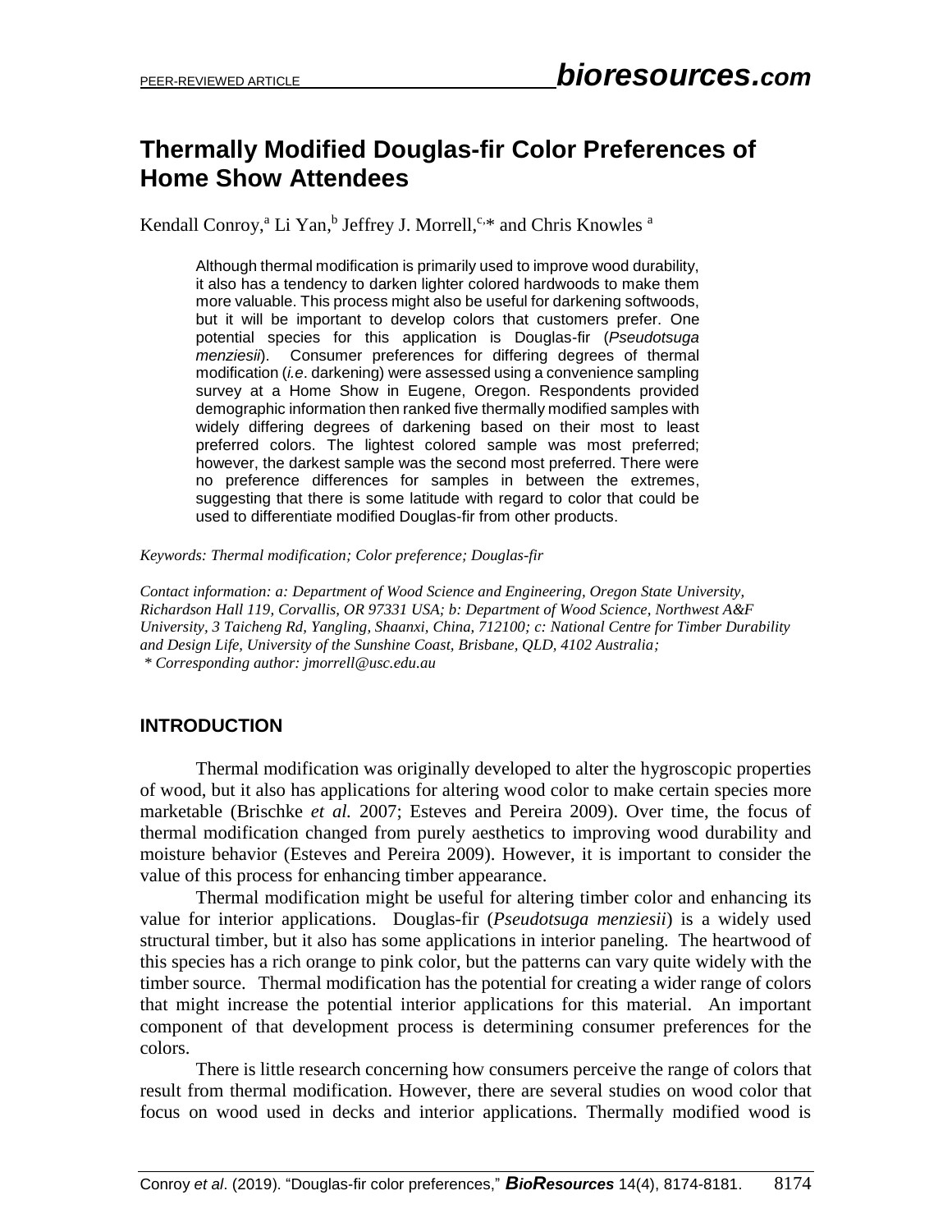# Thermally Modified Douglas-fir Color Preferences of Home Show Attendees

Kendall Conroy,[a] Li Yan,[b] Jeffrey J. Morrell,[c,*] and Chris Knowles [a]

> Although thermal modification is primarily used to improve wood durability, it also has a tendency to darken lighter colored hardwoods to make them more valuable. This process might also be useful for darkening softwoods, but it will be important to develop colors that customers prefer. One potential species for this application is Douglas-fir (*Pseudotsuga menziesii*). Consumer preferences for differing degrees of thermal modification (*i.e*. darkening) were assessed using a convenience sampling survey at a Home Show in Eugene, Oregon. Respondents provided demographic information then ranked five thermally modified samples with widely differing degrees of darkening based on their most to least preferred colors. The lightest colored sample was most preferred; however, the darkest sample was the second most preferred. There were no preference differences for samples in between the extremes, suggesting that there is some latitude with regard to color that could be used to differentiate modified Douglas-fir from other products.

*Keywords: Thermal modification; Color preference; Douglas-fir*

*Contact information: a: Department of Wood Science and Engineering, Oregon State University, Richardson Hall 119, Corvallis, OR 97331 USA; b: Department of Wood Science, Northwest A&F University, 3 Taicheng Rd, Yangling, Shaanxi, China, 712100; c: National Centre for Timber Durability and Design Life, University of the Sunshine Coast, Brisbane, QLD, 4102 Australia;*
*\* Corresponding author: jmorrell@usc.edu.au*

## INTRODUCTION

Thermal modification was originally developed to alter the hygroscopic properties of wood, but it also has applications for altering wood color to make certain species more marketable (Brischke *et al.* 2007; Esteves and Pereira 2009). Over time, the focus of thermal modification changed from purely aesthetics to improving wood durability and moisture behavior (Esteves and Pereira 2009). However, it is important to consider the value of this process for enhancing timber appearance.

Thermal modification might be useful for altering timber color and enhancing its value for interior applications. Douglas-fir (*Pseudotsuga menziesii*) is a widely used structural timber, but it also has some applications in interior paneling. The heartwood of this species has a rich orange to pink color, but the patterns can vary quite widely with the timber source. Thermal modification has the potential for creating a wider range of colors that might increase the potential interior applications for this material. An important component of that development process is determining consumer preferences for the colors.

There is little research concerning how consumers perceive the range of colors that result from thermal modification. However, there are several studies on wood color that focus on wood used in decks and interior applications. Thermally modified wood is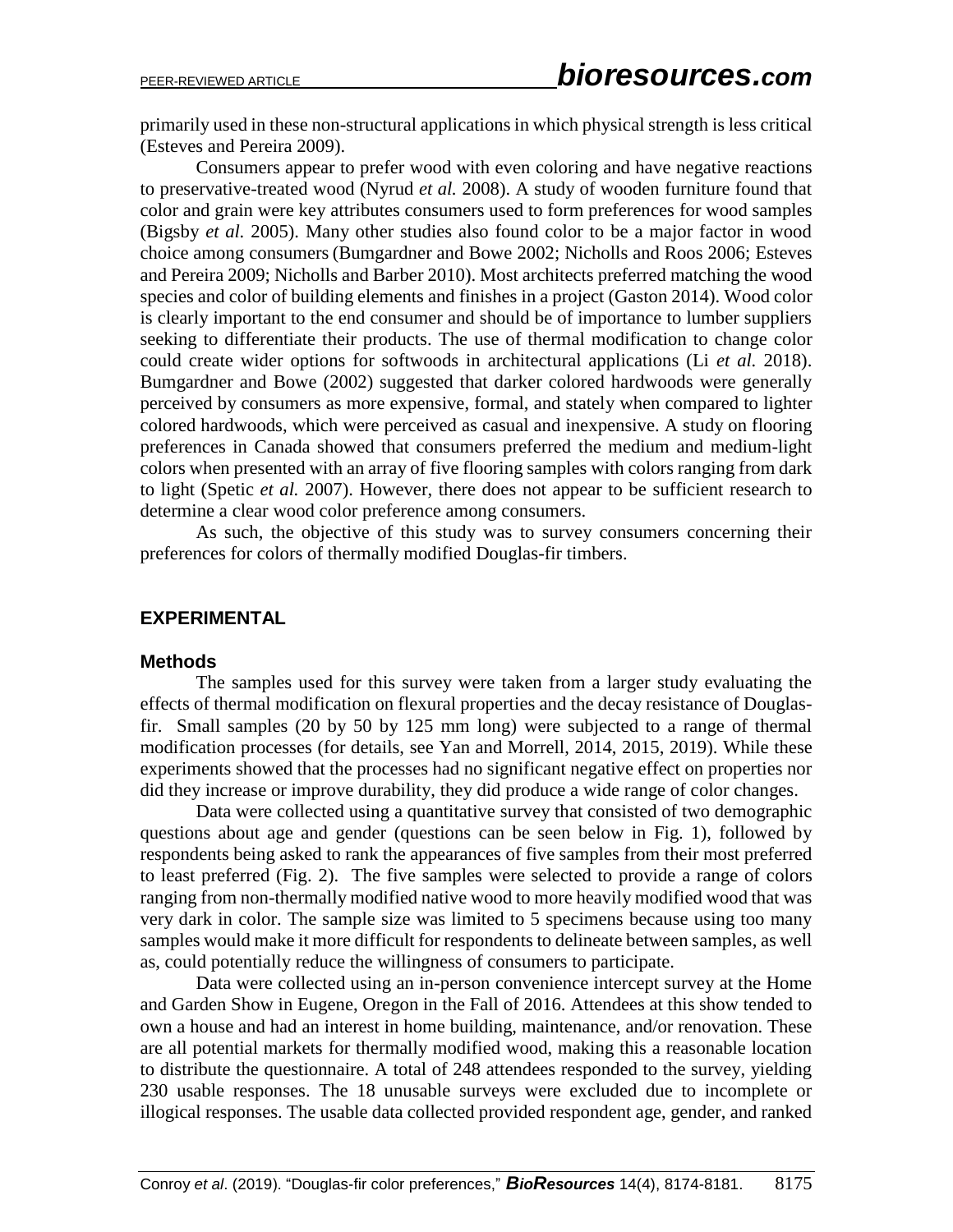primarily used in these non-structural applications in which physical strength is less critical (Esteves and Pereira 2009).

Consumers appear to prefer wood with even coloring and have negative reactions to preservative-treated wood (Nyrud *et al.* 2008). A study of wooden furniture found that color and grain were key attributes consumers used to form preferences for wood samples (Bigsby *et al.* 2005). Many other studies also found color to be a major factor in wood choice among consumers (Bumgardner and Bowe 2002; Nicholls and Roos 2006; Esteves and Pereira 2009; Nicholls and Barber 2010). Most architects preferred matching the wood species and color of building elements and finishes in a project (Gaston 2014). Wood color is clearly important to the end consumer and should be of importance to lumber suppliers seeking to differentiate their products. The use of thermal modification to change color could create wider options for softwoods in architectural applications (Li *et al.* 2018). Bumgardner and Bowe (2002) suggested that darker colored hardwoods were generally perceived by consumers as more expensive, formal, and stately when compared to lighter colored hardwoods, which were perceived as casual and inexpensive. A study on flooring preferences in Canada showed that consumers preferred the medium and medium-light colors when presented with an array of five flooring samples with colors ranging from dark to light (Spetic *et al.* 2007). However, there does not appear to be sufficient research to determine a clear wood color preference among consumers.

As such, the objective of this study was to survey consumers concerning their preferences for colors of thermally modified Douglas-fir timbers.

## EXPERIMENTAL

### Methods

The samples used for this survey were taken from a larger study evaluating the effects of thermal modification on flexural properties and the decay resistance of Douglas-fir. Small samples (20 by 50 by 125 mm long) were subjected to a range of thermal modification processes (for details, see Yan and Morrell, 2014, 2015, 2019). While these experiments showed that the processes had no significant negative effect on properties nor did they increase or improve durability, they did produce a wide range of color changes.

Data were collected using a quantitative survey that consisted of two demographic questions about age and gender (questions can be seen below in Fig. 1), followed by respondents being asked to rank the appearances of five samples from their most preferred to least preferred (Fig. 2). The five samples were selected to provide a range of colors ranging from non-thermally modified native wood to more heavily modified wood that was very dark in color. The sample size was limited to 5 specimens because using too many samples would make it more difficult for respondents to delineate between samples, as well as, could potentially reduce the willingness of consumers to participate.

Data were collected using an in-person convenience intercept survey at the Home and Garden Show in Eugene, Oregon in the Fall of 2016. Attendees at this show tended to own a house and had an interest in home building, maintenance, and/or renovation. These are all potential markets for thermally modified wood, making this a reasonable location to distribute the questionnaire. A total of 248 attendees responded to the survey, yielding 230 usable responses. The 18 unusable surveys were excluded due to incomplete or illogical responses. The usable data collected provided respondent age, gender, and ranked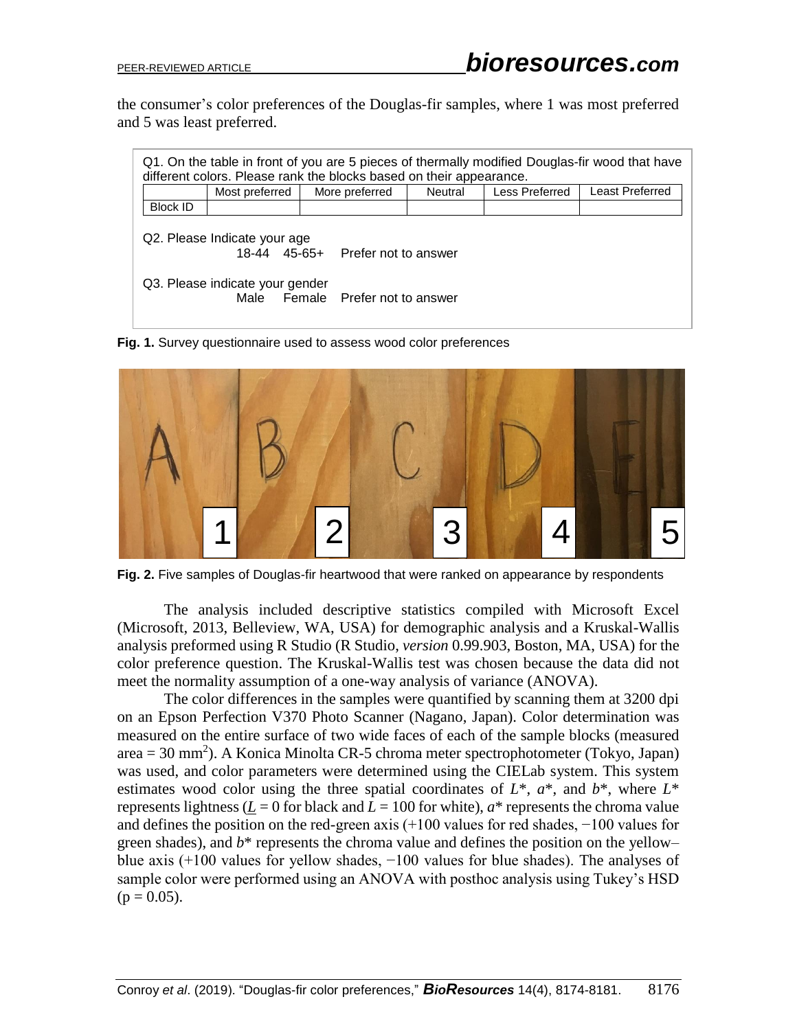the consumer's color preferences of the Douglas-fir samples, where 1 was most preferred and 5 was least preferred.

Q1. On the table in front of you are 5 pieces of thermally modified Douglas-fir wood that have different colors. Please rank the blocks based on their appearance.

| | Most preferred | More preferred | Neutral | Less Preferred | Least Preferred |
|---|---|---|---|---|---|
| Block ID | | | | | |

Q2. Please Indicate your age
18-44 45-65+ Prefer not to answer

Q3. Please indicate your gender
Male Female Prefer not to answer

**Fig. 1.** Survey questionnaire used to assess wood color preferences

**Fig. 2.** Five samples of Douglas-fir heartwood that were ranked on appearance by respondents

The analysis included descriptive statistics compiled with Microsoft Excel (Microsoft, 2013, Belleview, WA, USA) for demographic analysis and a Kruskal-Wallis analysis preformed using R Studio (R Studio, *version* 0.99.903, Boston, MA, USA) for the color preference question. The Kruskal-Wallis test was chosen because the data did not meet the normality assumption of a one-way analysis of variance (ANOVA).

The color differences in the samples were quantified by scanning them at 3200 dpi on an Epson Perfection V370 Photo Scanner (Nagano, Japan). Color determination was measured on the entire surface of two wide faces of each of the sample blocks (measured area = 30 mm$^2$). A Konica Minolta CR-5 chroma meter spectrophotometer (Tokyo, Japan) was used, and color parameters were determined using the CIELab system. This system estimates wood color using the three spatial coordinates of $L^*$, $a^*$, and $b^*$, where $L^*$ represents lightness ($\underline{L}$ = 0 for black and $L$ = 100 for white), $a^*$ represents the chroma value and defines the position on the red-green axis (+100 values for red shades, −100 values for green shades), and $b^*$ represents the chroma value and defines the position on the yellow–blue axis (+100 values for yellow shades, −100 values for blue shades). The analyses of sample color were performed using an ANOVA with posthoc analysis using Tukey's HSD ($p$ = 0.05).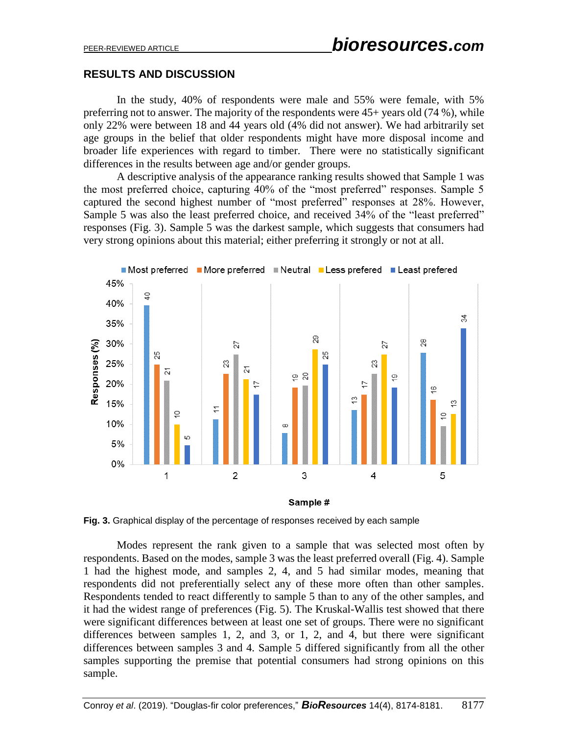## RESULTS AND DISCUSSION

In the study, 40% of respondents were male and 55% were female, with 5% preferring not to answer. The majority of the respondents were 45+ years old (74 %), while only 22% were between 18 and 44 years old (4% did not answer). We had arbitrarily set age groups in the belief that older respondents might have more disposal income and broader life experiences with regard to timber. There were no statistically significant differences in the results between age and/or gender groups.

A descriptive analysis of the appearance ranking results showed that Sample 1 was the most preferred choice, capturing 40% of the "most preferred" responses. Sample 5 captured the second highest number of "most preferred" responses at 28%. However, Sample 5 was also the least preferred choice, and received 34% of the "least preferred" responses (Fig. 3). Sample 5 was the darkest sample, which suggests that consumers had very strong opinions about this material; either preferring it strongly or not at all.

| Sample # | Most preferred | More preferred | Neutral | Less prefered | Least prefered |
|---|---|---|---|---|---|
| 1 | 40 | 25 | 21 | 10 | 5 |
| 2 | 11 | 23 | 27 | 21 | 17 |
| 3 | 8 | 19 | 20 | 29 | 25 |
| 4 | 13 | 17 | 23 | 27 | 19 |
| 5 | 28 | 16 | 10 | 13 | 34 |

**Fig. 3.** Graphical display of the percentage of responses received by each sample

Modes represent the rank given to a sample that was selected most often by respondents. Based on the modes, sample 3 was the least preferred overall (Fig. 4). Sample 1 had the highest mode, and samples 2, 4, and 5 had similar modes, meaning that respondents did not preferentially select any of these more often than other samples. Respondents tended to react differently to sample 5 than to any of the other samples, and it had the widest range of preferences (Fig. 5). The Kruskal-Wallis test showed that there were significant differences between at least one set of groups. There were no significant differences between samples 1, 2, and 3, or 1, 2, and 4, but there were significant differences between samples 3 and 4. Sample 5 differed significantly from all the other samples supporting the premise that potential consumers had strong opinions on this sample.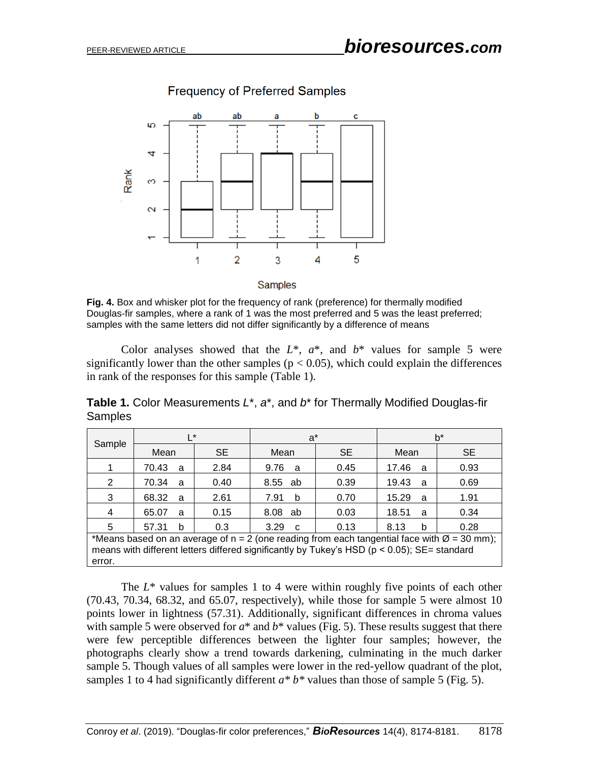**Fig. 4.** Box and whisker plot for the frequency of rank (preference) for thermally modified Douglas-fir samples, where a rank of 1 was the most preferred and 5 was the least preferred; samples with the same letters did not differ significantly by a difference of means

Color analyses showed that the $L^*$, $a^*$, and $b^*$ values for sample 5 were significantly lower than the other samples ($p < 0.05$), which could explain the differences in rank of the responses for this sample (Table 1).

**Table 1.** Color Measurements $L^*$, $a^*$, and $b^*$ for Thermally Modified Douglas-fir Samples

| Sample | L* | | a* | | b* | |
|---|---|---|---|---|---|---|
| | Mean | SE | Mean | SE | Mean | SE |
| 1 | 70.43 a | 2.84 | 9.76 a | 0.45 | 17.46 a | 0.93 |
| 2 | 70.34 a | 0.40 | 8.55 ab | 0.39 | 19.43 a | 0.69 |
| 3 | 68.32 a | 2.61 | 7.91 b | 0.70 | 15.29 a | 1.91 |
| 4 | 65.07 a | 0.15 | 8.08 ab | 0.03 | 18.51 a | 0.34 |
| 5 | 57.31 b | 0.3 | 3.29 c | 0.13 | 8.13 b | 0.28 |

*Means based on an average of n = 2 (one reading from each tangential face with Ø = 30 mm); means with different letters differed significantly by Tukey's HSD ($p < 0.05$); SE= standard error.

The $L^*$ values for samples 1 to 4 were within roughly five points of each other (70.43, 70.34, 68.32, and 65.07, respectively), while those for sample 5 were almost 10 points lower in lightness (57.31). Additionally, significant differences in chroma values with sample 5 were observed for $a^*$ and $b^*$ values (Fig. 5). These results suggest that there were few perceptible differences between the lighter four samples; however, the photographs clearly show a trend towards darkening, culminating in the much darker sample 5. Though values of all samples were lower in the red-yellow quadrant of the plot, samples 1 to 4 had significantly different $a^*$ $b^*$ values than those of sample 5 (Fig. 5).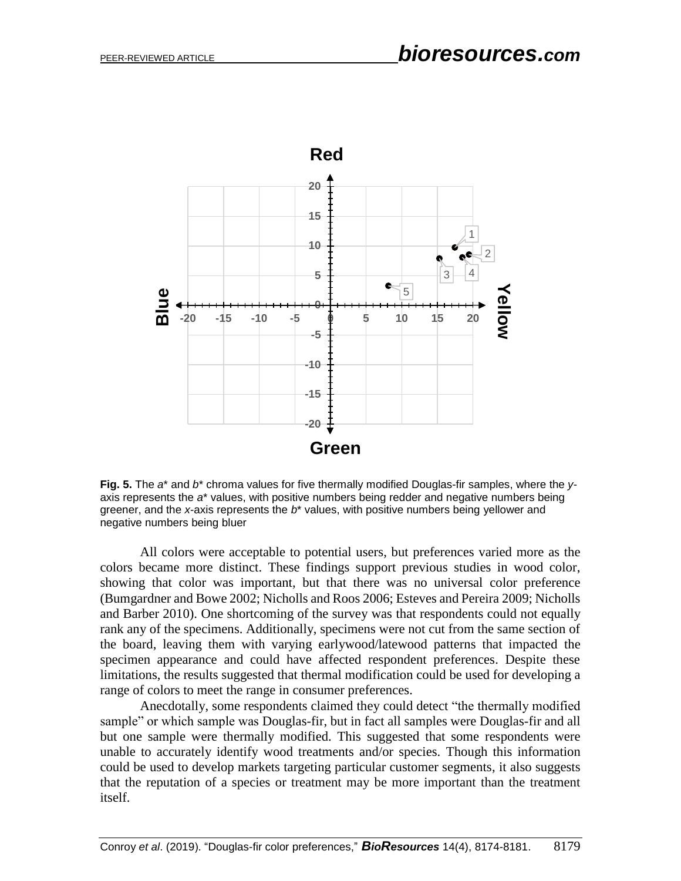**Fig. 5.** The *a*\* and *b*\* chroma values for five thermally modified Douglas-fir samples, where the *y*-axis represents the *a*\* values, with positive numbers being redder and negative numbers being greener, and the *x*-axis represents the *b*\* values, with positive numbers being yellower and negative numbers being bluer

All colors were acceptable to potential users, but preferences varied more as the colors became more distinct. These findings support previous studies in wood color, showing that color was important, but that there was no universal color preference (Bumgardner and Bowe 2002; Nicholls and Roos 2006; Esteves and Pereira 2009; Nicholls and Barber 2010). One shortcoming of the survey was that respondents could not equally rank any of the specimens. Additionally, specimens were not cut from the same section of the board, leaving them with varying earlywood/latewood patterns that impacted the specimen appearance and could have affected respondent preferences. Despite these limitations, the results suggested that thermal modification could be used for developing a range of colors to meet the range in consumer preferences.

Anecdotally, some respondents claimed they could detect "the thermally modified sample" or which sample was Douglas-fir, but in fact all samples were Douglas-fir and all but one sample were thermally modified. This suggested that some respondents were unable to accurately identify wood treatments and/or species. Though this information could be used to develop markets targeting particular customer segments, it also suggests that the reputation of a species or treatment may be more important than the treatment itself.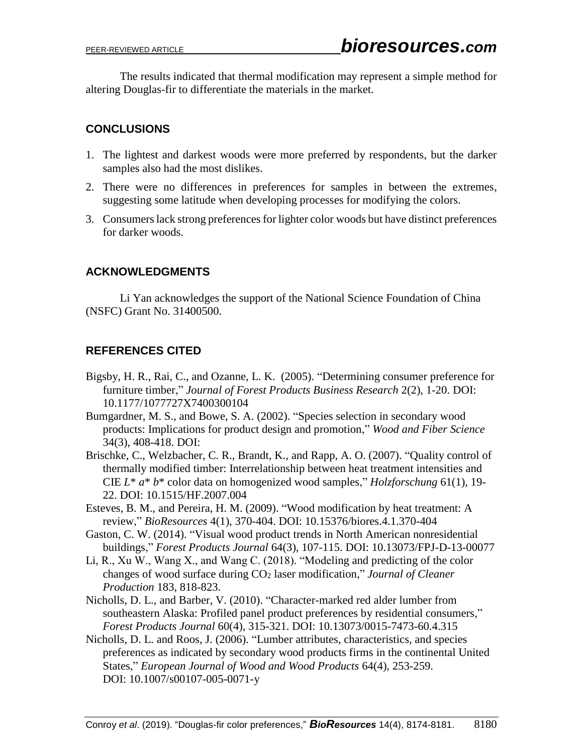The results indicated that thermal modification may represent a simple method for altering Douglas-fir to differentiate the materials in the market.

## CONCLUSIONS

1. The lightest and darkest woods were more preferred by respondents, but the darker samples also had the most dislikes.
2. There were no differences in preferences for samples in between the extremes, suggesting some latitude when developing processes for modifying the colors.
3. Consumers lack strong preferences for lighter color woods but have distinct preferences for darker woods.

## ACKNOWLEDGMENTS

Li Yan acknowledges the support of the National Science Foundation of China (NSFC) Grant No. 31400500.

## REFERENCES CITED

Bigsby, H. R., Rai, C., and Ozanne, L. K. (2005). "Determining consumer preference for furniture timber," *Journal of Forest Products Business Research* 2(2), 1-20. DOI: 10.1177/1077727X7400300104

Bumgardner, M. S., and Bowe, S. A. (2002). "Species selection in secondary wood products: Implications for product design and promotion," *Wood and Fiber Science* 34(3), 408-418. DOI:

Brischke, C., Welzbacher, C. R., Brandt, K., and Rapp, A. O. (2007). "Quality control of thermally modified timber: Interrelationship between heat treatment intensities and CIE $L^*$ $a^*$ $b^*$ color data on homogenized wood samples," *Holzforschung* 61(1), 19-22. DOI: 10.1515/HF.2007.004

Esteves, B. M., and Pereira, H. M. (2009). "Wood modification by heat treatment: A review," *BioResources* 4(1), 370-404. DOI: 10.15376/biores.4.1.370-404

Gaston, C. W. (2014). "Visual wood product trends in North American nonresidential buildings," *Forest Products Journal* 64(3), 107-115. DOI: 10.13073/FPJ-D-13-00077

Li, R., Xu W., Wang X., and Wang C. (2018). "Modeling and predicting of the color changes of wood surface during $CO_2$ laser modification," *Journal of Cleaner Production* 183, 818-823.

Nicholls, D. L., and Barber, V. (2010). "Character-marked red alder lumber from southeastern Alaska: Profiled panel product preferences by residential consumers," *Forest Products Journal* 60(4), 315-321. DOI: 10.13073/0015-7473-60.4.315

Nicholls, D. L. and Roos, J. (2006). "Lumber attributes, characteristics, and species preferences as indicated by secondary wood products firms in the continental United States," *European Journal of Wood and Wood Products* 64(4), 253-259. DOI: 10.1007/s00107-005-0071-y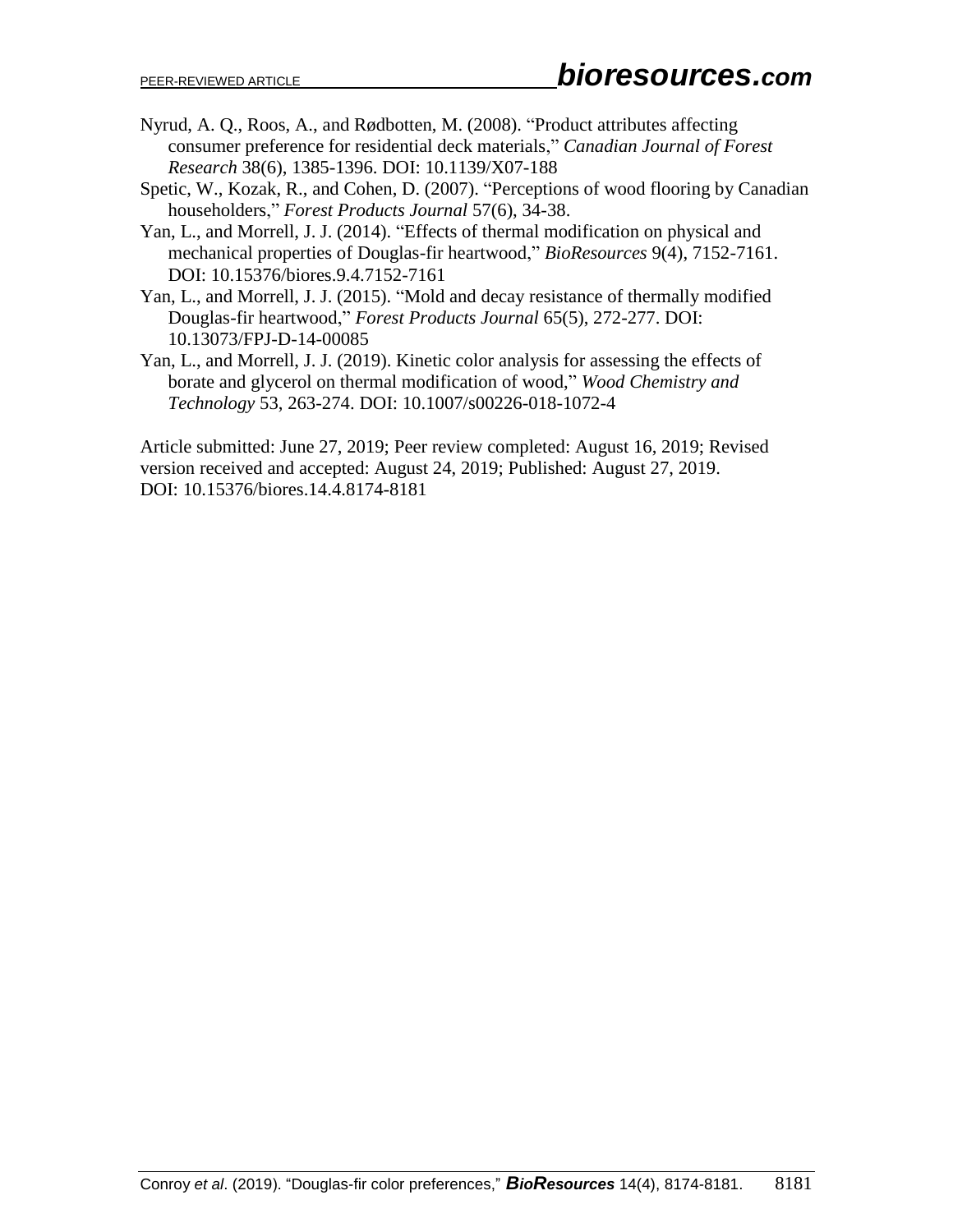Nyrud, A. Q., Roos, A., and Rødbotten, M. (2008). "Product attributes affecting consumer preference for residential deck materials," *Canadian Journal of Forest Research* 38(6), 1385-1396. DOI: 10.1139/X07-188

Spetic, W., Kozak, R., and Cohen, D. (2007). "Perceptions of wood flooring by Canadian householders," *Forest Products Journal* 57(6), 34-38.

Yan, L., and Morrell, J. J. (2014). "Effects of thermal modification on physical and mechanical properties of Douglas-fir heartwood," *BioResources* 9(4), 7152-7161. DOI: 10.15376/biores.9.4.7152-7161

Yan, L., and Morrell, J. J. (2015). "Mold and decay resistance of thermally modified Douglas-fir heartwood," *Forest Products Journal* 65(5), 272-277. DOI: 10.13073/FPJ-D-14-00085

Yan, L., and Morrell, J. J. (2019). Kinetic color analysis for assessing the effects of borate and glycerol on thermal modification of wood," *Wood Chemistry and Technology* 53, 263-274. DOI: 10.1007/s00226-018-1072-4

Article submitted: June 27, 2019; Peer review completed: August 16, 2019; Revised version received and accepted: August 24, 2019; Published: August 27, 2019.
DOI: 10.15376/biores.14.4.8174-8181